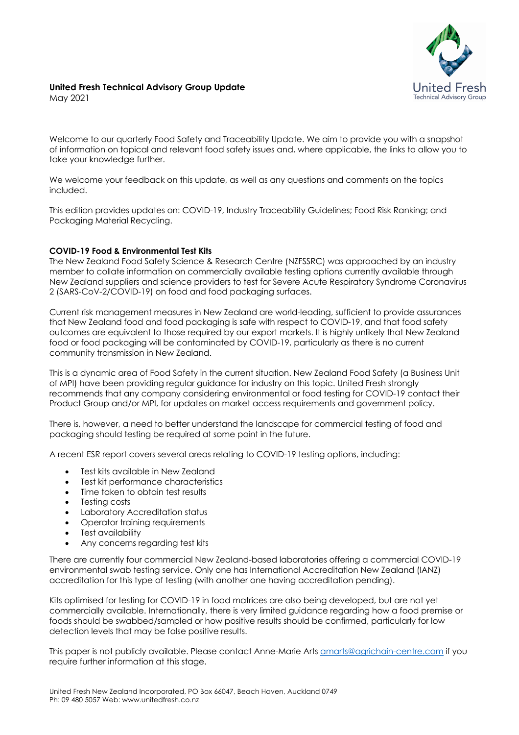**United Fresh Technical Advisory Group Update**
May 2021

Welcome to our quarterly Food Safety and Traceability Update. We aim to provide you with a snapshot of information on topical and relevant food safety issues and, where applicable, the links to allow you to take your knowledge further.

We welcome your feedback on this update, as well as any questions and comments on the topics included.

This edition provides updates on: COVID-19, Industry Traceability Guidelines; Food Risk Ranking; and Packaging Material Recycling.

**COVID-19 Food & Environmental Test Kits**

The New Zealand Food Safety Science & Research Centre (NZFSSRC) was approached by an industry member to collate information on commercially available testing options currently available through New Zealand suppliers and science providers to test for Severe Acute Respiratory Syndrome Coronavirus 2 (SARS-CoV-2/COVID-19) on food and food packaging surfaces.

Current risk management measures in New Zealand are world-leading, sufficient to provide assurances that New Zealand food and food packaging is safe with respect to COVID-19, and that food safety outcomes are equivalent to those required by our export markets. It is highly unlikely that New Zealand food or food packaging will be contaminated by COVID-19, particularly as there is no current community transmission in New Zealand.

This is a dynamic area of Food Safety in the current situation. New Zealand Food Safety (a Business Unit of MPI) have been providing regular guidance for industry on this topic. United Fresh strongly recommends that any company considering environmental or food testing for COVID-19 contact their Product Group and/or MPI, for updates on market access requirements and government policy.

There is, however, a need to better understand the landscape for commercial testing of food and packaging should testing be required at some point in the future.

A recent ESR report covers several areas relating to COVID-19 testing options, including:

- Test kits available in New Zealand
- Test kit performance characteristics
- Time taken to obtain test results
- Testing costs
- Laboratory Accreditation status
- Operator training requirements
- Test availability
- Any concerns regarding test kits

There are currently four commercial New Zealand-based laboratories offering a commercial COVID-19 environmental swab testing service. Only one has International Accreditation New Zealand (IANZ) accreditation for this type of testing (with another one having accreditation pending).

Kits optimised for testing for COVID-19 in food matrices are also being developed, but are not yet commercially available. Internationally, there is very limited guidance regarding how a food premise or foods should be swabbed/sampled or how positive results should be confirmed, particularly for low detection levels that may be false positive results.

This paper is not publicly available. Please contact Anne-Marie Arts amarts@agrichain-centre.com if you require further information at this stage.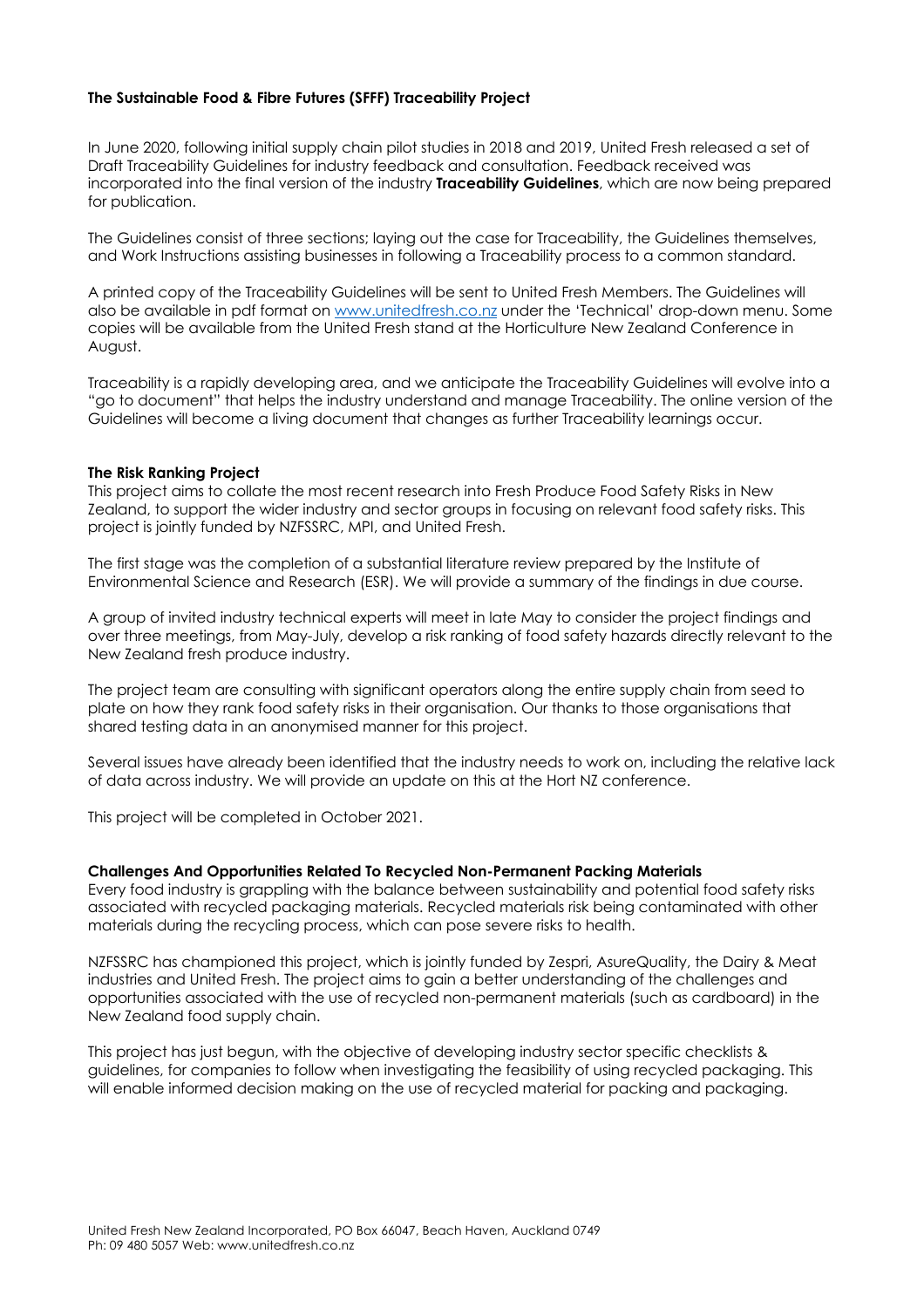**The Sustainable Food & Fibre Futures (SFFF) Traceability Project**

In June 2020, following initial supply chain pilot studies in 2018 and 2019, United Fresh released a set of Draft Traceability Guidelines for industry feedback and consultation. Feedback received was incorporated into the final version of the industry **Traceability Guidelines**, which are now being prepared for publication.

The Guidelines consist of three sections; laying out the case for Traceability, the Guidelines themselves, and Work Instructions assisting businesses in following a Traceability process to a common standard.

A printed copy of the Traceability Guidelines will be sent to United Fresh Members. The Guidelines will also be available in pdf format on [www.unitedfresh.co.nz](http://www.unitedfresh.co.nz) under the 'Technical' drop-down menu. Some copies will be available from the United Fresh stand at the Horticulture New Zealand Conference in August.

Traceability is a rapidly developing area, and we anticipate the Traceability Guidelines will evolve into a "go to document" that helps the industry understand and manage Traceability. The online version of the Guidelines will become a living document that changes as further Traceability learnings occur.

**The Risk Ranking Project**

This project aims to collate the most recent research into Fresh Produce Food Safety Risks in New Zealand, to support the wider industry and sector groups in focusing on relevant food safety risks. This project is jointly funded by NZFSSRC, MPI, and United Fresh.

The first stage was the completion of a substantial literature review prepared by the Institute of Environmental Science and Research (ESR). We will provide a summary of the findings in due course.

A group of invited industry technical experts will meet in late May to consider the project findings and over three meetings, from May-July, develop a risk ranking of food safety hazards directly relevant to the New Zealand fresh produce industry.

The project team are consulting with significant operators along the entire supply chain from seed to plate on how they rank food safety risks in their organisation. Our thanks to those organisations that shared testing data in an anonymised manner for this project.

Several issues have already been identified that the industry needs to work on, including the relative lack of data across industry. We will provide an update on this at the Hort NZ conference.

This project will be completed in October 2021.

**Challenges And Opportunities Related To Recycled Non-Permanent Packing Materials**

Every food industry is grappling with the balance between sustainability and potential food safety risks associated with recycled packaging materials. Recycled materials risk being contaminated with other materials during the recycling process, which can pose severe risks to health.

NZFSSRC has championed this project, which is jointly funded by Zespri, AsureQuality, the Dairy & Meat industries and United Fresh. The project aims to gain a better understanding of the challenges and opportunities associated with the use of recycled non-permanent materials (such as cardboard) in the New Zealand food supply chain.

This project has just begun, with the objective of developing industry sector specific checklists & guidelines, for companies to follow when investigating the feasibility of using recycled packaging. This will enable informed decision making on the use of recycled material for packing and packaging.